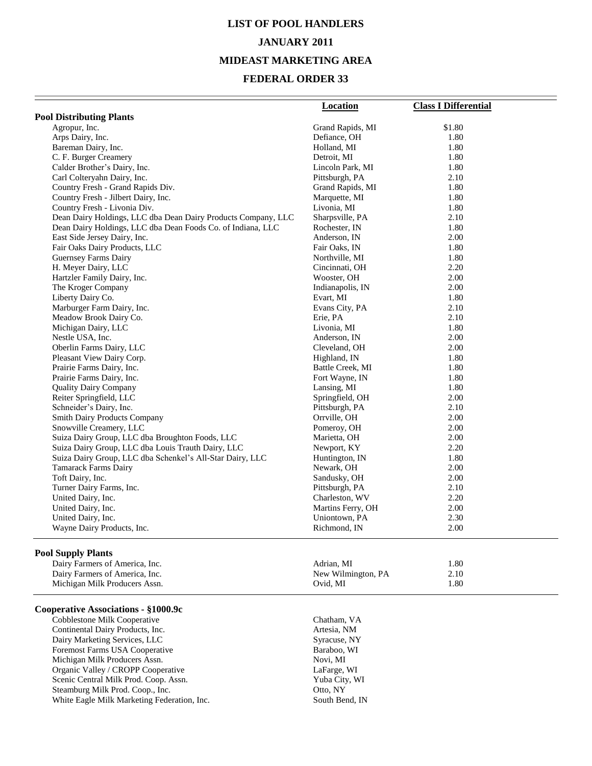# LIST OF POOL HANDLERS

## JANUARY 2011

## MIDEAST MARKETING AREA

## FEDERAL ORDER 33

| | Location | Class I Differential |
|---|---|---|
| **Pool Distributing Plants** | | |
| Agropur, Inc. | Grand Rapids, MI | $1.80 |
| Arps Dairy, Inc. | Defiance, OH | 1.80 |
| Bareman Dairy, Inc. | Holland, MI | 1.80 |
| C. F. Burger Creamery | Detroit, MI | 1.80 |
| Calder Brother's Dairy, Inc. | Lincoln Park, MI | 1.80 |
| Carl Colteryahn Dairy, Inc. | Pittsburgh, PA | 2.10 |
| Country Fresh - Grand Rapids Div. | Grand Rapids, MI | 1.80 |
| Country Fresh - Jilbert Dairy, Inc. | Marquette, MI | 1.80 |
| Country Fresh - Livonia Div. | Livonia, MI | 1.80 |
| Dean Dairy Holdings, LLC dba Dean Dairy Products Company, LLC | Sharpsville, PA | 2.10 |
| Dean Dairy Holdings, LLC dba Dean Foods Co. of Indiana, LLC | Rochester, IN | 1.80 |
| East Side Jersey Dairy, Inc. | Anderson, IN | 2.00 |
| Fair Oaks Dairy Products, LLC | Fair Oaks, IN | 1.80 |
| Guernsey Farms Dairy | Northville, MI | 1.80 |
| H. Meyer Dairy, LLC | Cincinnati, OH | 2.20 |
| Hartzler Family Dairy, Inc. | Wooster, OH | 2.00 |
| The Kroger Company | Indianapolis, IN | 2.00 |
| Liberty Dairy Co. | Evart, MI | 1.80 |
| Marburger Farm Dairy, Inc. | Evans City, PA | 2.10 |
| Meadow Brook Dairy Co. | Erie, PA | 2.10 |
| Michigan Dairy, LLC | Livonia, MI | 1.80 |
| Nestle USA, Inc. | Anderson, IN | 2.00 |
| Oberlin Farms Dairy, LLC | Cleveland, OH | 2.00 |
| Pleasant View Dairy Corp. | Highland, IN | 1.80 |
| Prairie Farms Dairy, Inc. | Battle Creek, MI | 1.80 |
| Prairie Farms Dairy, Inc. | Fort Wayne, IN | 1.80 |
| Quality Dairy Company | Lansing, MI | 1.80 |
| Reiter Springfield, LLC | Springfield, OH | 2.00 |
| Schneider's Dairy, Inc. | Pittsburgh, PA | 2.10 |
| Smith Dairy Products Company | Orrville, OH | 2.00 |
| Snowville Creamery, LLC | Pomeroy, OH | 2.00 |
| Suiza Dairy Group, LLC dba Broughton Foods, LLC | Marietta, OH | 2.00 |
| Suiza Dairy Group, LLC dba Louis Trauth Dairy, LLC | Newport, KY | 2.20 |
| Suiza Dairy Group, LLC dba Schenkel's All-Star Dairy, LLC | Huntington, IN | 1.80 |
| Tamarack Farms Dairy | Newark, OH | 2.00 |
| Toft Dairy, Inc. | Sandusky, OH | 2.00 |
| Turner Dairy Farms, Inc. | Pittsburgh, PA | 2.10 |
| United Dairy, Inc. | Charleston, WV | 2.20 |
| United Dairy, Inc. | Martins Ferry, OH | 2.00 |
| United Dairy, Inc. | Uniontown, PA | 2.30 |
| Wayne Dairy Products, Inc. | Richmond, IN | 2.00 |
| **Pool Supply Plants** | | |
| Dairy Farmers of America, Inc. | Adrian, MI | 1.80 |
| Dairy Farmers of America, Inc. | New Wilmington, PA | 2.10 |
| Michigan Milk Producers Assn. | Ovid, MI | 1.80 |
| **Cooperative Associations - §1000.9c** | | |
| Cobblestone Milk Cooperative | Chatham, VA | |
| Continental Dairy Products, Inc. | Artesia, NM | |
| Dairy Marketing Services, LLC | Syracuse, NY | |
| Foremost Farms USA Cooperative | Baraboo, WI | |
| Michigan Milk Producers Assn. | Novi, MI | |
| Organic Valley / CROPP Cooperative | LaFarge, WI | |
| Scenic Central Milk Prod. Coop. Assn. | Yuba City, WI | |
| Steamburg Milk Prod. Coop., Inc. | Otto, NY | |
| White Eagle Milk Marketing Federation, Inc. | South Bend, IN | |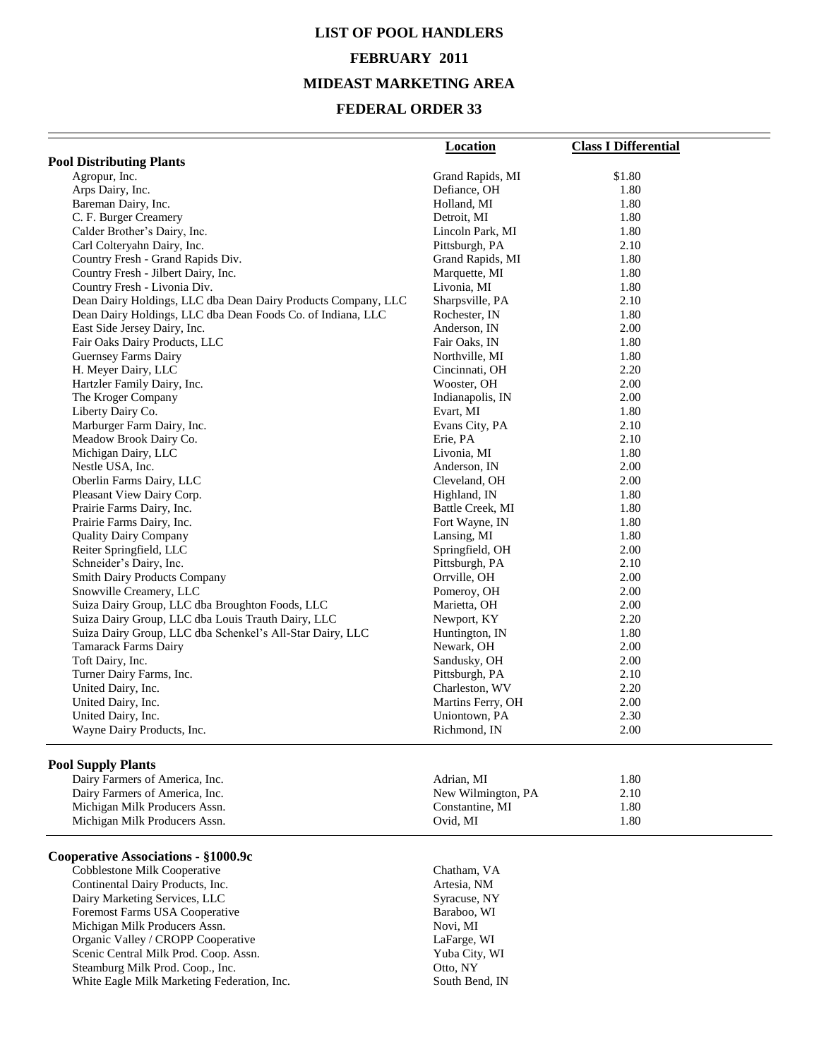# LIST OF POOL HANDLERS

## FEBRUARY 2011

## MIDEAST MARKETING AREA

## FEDERAL ORDER 33

| | Location | Class I Differential |
|---|---|---|
| **Pool Distributing Plants** | | |
| Agropur, Inc. | Grand Rapids, MI | $1.80 |
| Arps Dairy, Inc. | Defiance, OH | 1.80 |
| Bareman Dairy, Inc. | Holland, MI | 1.80 |
| C. F. Burger Creamery | Detroit, MI | 1.80 |
| Calder Brother's Dairy, Inc. | Lincoln Park, MI | 1.80 |
| Carl Colteryahn Dairy, Inc. | Pittsburgh, PA | 2.10 |
| Country Fresh - Grand Rapids Div. | Grand Rapids, MI | 1.80 |
| Country Fresh - Jilbert Dairy, Inc. | Marquette, MI | 1.80 |
| Country Fresh - Livonia Div. | Livonia, MI | 1.80 |
| Dean Dairy Holdings, LLC dba Dean Dairy Products Company, LLC | Sharpsville, PA | 2.10 |
| Dean Dairy Holdings, LLC dba Dean Foods Co. of Indiana, LLC | Rochester, IN | 1.80 |
| East Side Jersey Dairy, Inc. | Anderson, IN | 2.00 |
| Fair Oaks Dairy Products, LLC | Fair Oaks, IN | 1.80 |
| Guernsey Farms Dairy | Northville, MI | 1.80 |
| H. Meyer Dairy, LLC | Cincinnati, OH | 2.20 |
| Hartzler Family Dairy, Inc. | Wooster, OH | 2.00 |
| The Kroger Company | Indianapolis, IN | 2.00 |
| Liberty Dairy Co. | Evart, MI | 1.80 |
| Marburger Farm Dairy, Inc. | Evans City, PA | 2.10 |
| Meadow Brook Dairy Co. | Erie, PA | 2.10 |
| Michigan Dairy, LLC | Livonia, MI | 1.80 |
| Nestle USA, Inc. | Anderson, IN | 2.00 |
| Oberlin Farms Dairy, LLC | Cleveland, OH | 2.00 |
| Pleasant View Dairy Corp. | Highland, IN | 1.80 |
| Prairie Farms Dairy, Inc. | Battle Creek, MI | 1.80 |
| Prairie Farms Dairy, Inc. | Fort Wayne, IN | 1.80 |
| Quality Dairy Company | Lansing, MI | 1.80 |
| Reiter Springfield, LLC | Springfield, OH | 2.00 |
| Schneider's Dairy, Inc. | Pittsburgh, PA | 2.10 |
| Smith Dairy Products Company | Orrville, OH | 2.00 |
| Snowville Creamery, LLC | Pomeroy, OH | 2.00 |
| Suiza Dairy Group, LLC dba Broughton Foods, LLC | Marietta, OH | 2.00 |
| Suiza Dairy Group, LLC dba Louis Trauth Dairy, LLC | Newport, KY | 2.20 |
| Suiza Dairy Group, LLC dba Schenkel's All-Star Dairy, LLC | Huntington, IN | 1.80 |
| Tamarack Farms Dairy | Newark, OH | 2.00 |
| Toft Dairy, Inc. | Sandusky, OH | 2.00 |
| Turner Dairy Farms, Inc. | Pittsburgh, PA | 2.10 |
| United Dairy, Inc. | Charleston, WV | 2.20 |
| United Dairy, Inc. | Martins Ferry, OH | 2.00 |
| United Dairy, Inc. | Uniontown, PA | 2.30 |
| Wayne Dairy Products, Inc. | Richmond, IN | 2.00 |
| **Pool Supply Plants** | | |
| Dairy Farmers of America, Inc. | Adrian, MI | 1.80 |
| Dairy Farmers of America, Inc. | New Wilmington, PA | 2.10 |
| Michigan Milk Producers Assn. | Constantine, MI | 1.80 |
| Michigan Milk Producers Assn. | Ovid, MI | 1.80 |
| **Cooperative Associations - §1000.9c** | | |
| Cobblestone Milk Cooperative | Chatham, VA | |
| Continental Dairy Products, Inc. | Artesia, NM | |
| Dairy Marketing Services, LLC | Syracuse, NY | |
| Foremost Farms USA Cooperative | Baraboo, WI | |
| Michigan Milk Producers Assn. | Novi, MI | |
| Organic Valley / CROPP Cooperative | LaFarge, WI | |
| Scenic Central Milk Prod. Coop. Assn. | Yuba City, WI | |
| Steamburg Milk Prod. Coop., Inc. | Otto, NY | |
| White Eagle Milk Marketing Federation, Inc. | South Bend, IN | |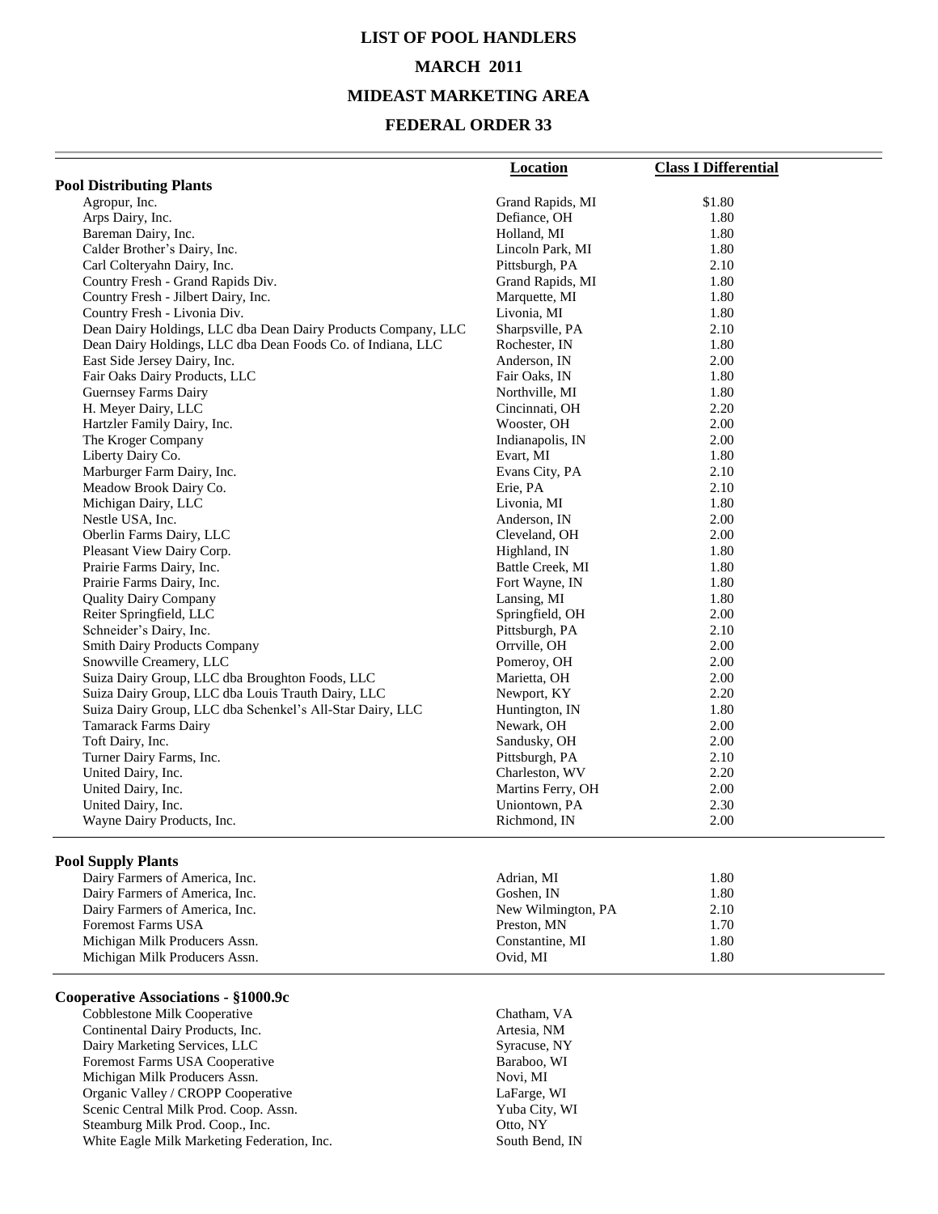# LIST OF POOL HANDLERS

# MARCH 2011

# MIDEAST MARKETING AREA

# FEDERAL ORDER 33

| | Location | Class I Differential |
|---|---|---|
| **Pool Distributing Plants** | | |
| Agropur, Inc. | Grand Rapids, MI | $1.80 |
| Arps Dairy, Inc. | Defiance, OH | 1.80 |
| Bareman Dairy, Inc. | Holland, MI | 1.80 |
| Calder Brother's Dairy, Inc. | Lincoln Park, MI | 1.80 |
| Carl Colteryahn Dairy, Inc. | Pittsburgh, PA | 2.10 |
| Country Fresh - Grand Rapids Div. | Grand Rapids, MI | 1.80 |
| Country Fresh - Jilbert Dairy, Inc. | Marquette, MI | 1.80 |
| Country Fresh - Livonia Div. | Livonia, MI | 1.80 |
| Dean Dairy Holdings, LLC dba Dean Dairy Products Company, LLC | Sharpsville, PA | 2.10 |
| Dean Dairy Holdings, LLC dba Dean Foods Co. of Indiana, LLC | Rochester, IN | 1.80 |
| East Side Jersey Dairy, Inc. | Anderson, IN | 2.00 |
| Fair Oaks Dairy Products, LLC | Fair Oaks, IN | 1.80 |
| Guernsey Farms Dairy | Northville, MI | 1.80 |
| H. Meyer Dairy, LLC | Cincinnati, OH | 2.20 |
| Hartzler Family Dairy, Inc. | Wooster, OH | 2.00 |
| The Kroger Company | Indianapolis, IN | 2.00 |
| Liberty Dairy Co. | Evart, MI | 1.80 |
| Marburger Farm Dairy, Inc. | Evans City, PA | 2.10 |
| Meadow Brook Dairy Co. | Erie, PA | 2.10 |
| Michigan Dairy, LLC | Livonia, MI | 1.80 |
| Nestle USA, Inc. | Anderson, IN | 2.00 |
| Oberlin Farms Dairy, LLC | Cleveland, OH | 2.00 |
| Pleasant View Dairy Corp. | Highland, IN | 1.80 |
| Prairie Farms Dairy, Inc. | Battle Creek, MI | 1.80 |
| Prairie Farms Dairy, Inc. | Fort Wayne, IN | 1.80 |
| Quality Dairy Company | Lansing, MI | 1.80 |
| Reiter Springfield, LLC | Springfield, OH | 2.00 |
| Schneider's Dairy, Inc. | Pittsburgh, PA | 2.10 |
| Smith Dairy Products Company | Orrville, OH | 2.00 |
| Snowville Creamery, LLC | Pomeroy, OH | 2.00 |
| Suiza Dairy Group, LLC dba Broughton Foods, LLC | Marietta, OH | 2.00 |
| Suiza Dairy Group, LLC dba Louis Trauth Dairy, LLC | Newport, KY | 2.20 |
| Suiza Dairy Group, LLC dba Schenkel's All-Star Dairy, LLC | Huntington, IN | 1.80 |
| Tamarack Farms Dairy | Newark, OH | 2.00 |
| Toft Dairy, Inc. | Sandusky, OH | 2.00 |
| Turner Dairy Farms, Inc. | Pittsburgh, PA | 2.10 |
| United Dairy, Inc. | Charleston, WV | 2.20 |
| United Dairy, Inc. | Martins Ferry, OH | 2.00 |
| United Dairy, Inc. | Uniontown, PA | 2.30 |
| Wayne Dairy Products, Inc. | Richmond, IN | 2.00 |
| **Pool Supply Plants** | | |
| Dairy Farmers of America, Inc. | Adrian, MI | 1.80 |
| Dairy Farmers of America, Inc. | Goshen, IN | 1.80 |
| Dairy Farmers of America, Inc. | New Wilmington, PA | 2.10 |
| Foremost Farms USA | Preston, MN | 1.70 |
| Michigan Milk Producers Assn. | Constantine, MI | 1.80 |
| Michigan Milk Producers Assn. | Ovid, MI | 1.80 |
| **Cooperative Associations - §1000.9c** | | |
| Cobblestone Milk Cooperative | Chatham, VA | |
| Continental Dairy Products, Inc. | Artesia, NM | |
| Dairy Marketing Services, LLC | Syracuse, NY | |
| Foremost Farms USA Cooperative | Baraboo, WI | |
| Michigan Milk Producers Assn. | Novi, MI | |
| Organic Valley / CROPP Cooperative | LaFarge, WI | |
| Scenic Central Milk Prod. Coop. Assn. | Yuba City, WI | |
| Steamburg Milk Prod. Coop., Inc. | Otto, NY | |
| White Eagle Milk Marketing Federation, Inc. | South Bend, IN | |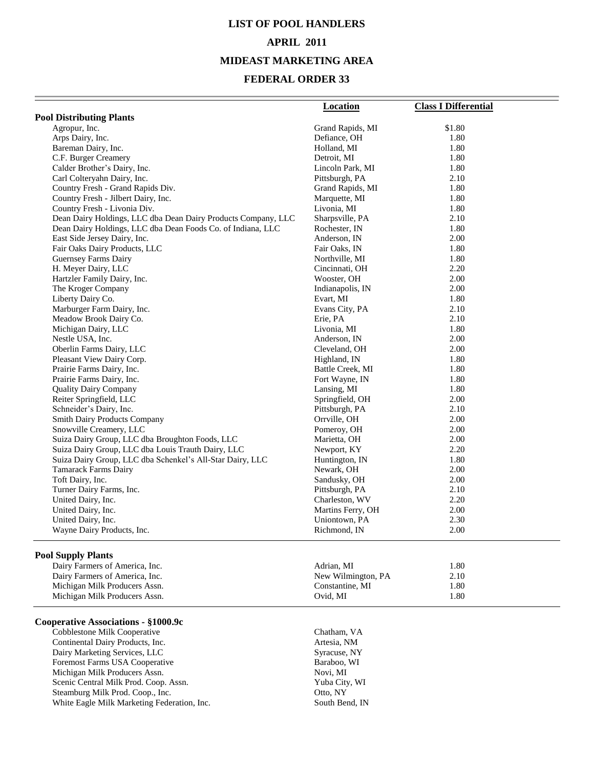# LIST OF POOL HANDLERS

## APRIL 2011

## MIDEAST MARKETING AREA

## FEDERAL ORDER 33

| | Location | Class I Differential |
|---|---|---|
| **Pool Distributing Plants** | | |
| Agropur, Inc. | Grand Rapids, MI | $1.80 |
| Arps Dairy, Inc. | Defiance, OH | 1.80 |
| Bareman Dairy, Inc. | Holland, MI | 1.80 |
| C.F. Burger Creamery | Detroit, MI | 1.80 |
| Calder Brother's Dairy, Inc. | Lincoln Park, MI | 1.80 |
| Carl Colteryahn Dairy, Inc. | Pittsburgh, PA | 2.10 |
| Country Fresh - Grand Rapids Div. | Grand Rapids, MI | 1.80 |
| Country Fresh - Jilbert Dairy, Inc. | Marquette, MI | 1.80 |
| Country Fresh - Livonia Div. | Livonia, MI | 1.80 |
| Dean Dairy Holdings, LLC dba Dean Dairy Products Company, LLC | Sharpsville, PA | 2.10 |
| Dean Dairy Holdings, LLC dba Dean Foods Co. of Indiana, LLC | Rochester, IN | 1.80 |
| East Side Jersey Dairy, Inc. | Anderson, IN | 2.00 |
| Fair Oaks Dairy Products, LLC | Fair Oaks, IN | 1.80 |
| Guernsey Farms Dairy | Northville, MI | 1.80 |
| H. Meyer Dairy, LLC | Cincinnati, OH | 2.20 |
| Hartzler Family Dairy, Inc. | Wooster, OH | 2.00 |
| The Kroger Company | Indianapolis, IN | 2.00 |
| Liberty Dairy Co. | Evart, MI | 1.80 |
| Marburger Farm Dairy, Inc. | Evans City, PA | 2.10 |
| Meadow Brook Dairy Co. | Erie, PA | 2.10 |
| Michigan Dairy, LLC | Livonia, MI | 1.80 |
| Nestle USA, Inc. | Anderson, IN | 2.00 |
| Oberlin Farms Dairy, LLC | Cleveland, OH | 2.00 |
| Pleasant View Dairy Corp. | Highland, IN | 1.80 |
| Prairie Farms Dairy, Inc. | Battle Creek, MI | 1.80 |
| Prairie Farms Dairy, Inc. | Fort Wayne, IN | 1.80 |
| Quality Dairy Company | Lansing, MI | 1.80 |
| Reiter Springfield, LLC | Springfield, OH | 2.00 |
| Schneider's Dairy, Inc. | Pittsburgh, PA | 2.10 |
| Smith Dairy Products Company | Orrville, OH | 2.00 |
| Snowville Creamery, LLC | Pomeroy, OH | 2.00 |
| Suiza Dairy Group, LLC dba Broughton Foods, LLC | Marietta, OH | 2.00 |
| Suiza Dairy Group, LLC dba Louis Trauth Dairy, LLC | Newport, KY | 2.20 |
| Suiza Dairy Group, LLC dba Schenkel's All-Star Dairy, LLC | Huntington, IN | 1.80 |
| Tamarack Farms Dairy | Newark, OH | 2.00 |
| Toft Dairy, Inc. | Sandusky, OH | 2.00 |
| Turner Dairy Farms, Inc. | Pittsburgh, PA | 2.10 |
| United Dairy, Inc. | Charleston, WV | 2.20 |
| United Dairy, Inc. | Martins Ferry, OH | 2.00 |
| United Dairy, Inc. | Uniontown, PA | 2.30 |
| Wayne Dairy Products, Inc. | Richmond, IN | 2.00 |
| **Pool Supply Plants** | | |
| Dairy Farmers of America, Inc. | Adrian, MI | 1.80 |
| Dairy Farmers of America, Inc. | New Wilmington, PA | 2.10 |
| Michigan Milk Producers Assn. | Constantine, MI | 1.80 |
| Michigan Milk Producers Assn. | Ovid, MI | 1.80 |
| **Cooperative Associations - §1000.9c** | | |
| Cobblestone Milk Cooperative | Chatham, VA | |
| Continental Dairy Products, Inc. | Artesia, NM | |
| Dairy Marketing Services, LLC | Syracuse, NY | |
| Foremost Farms USA Cooperative | Baraboo, WI | |
| Michigan Milk Producers Assn. | Novi, MI | |
| Scenic Central Milk Prod. Coop. Assn. | Yuba City, WI | |
| Steamburg Milk Prod. Coop., Inc. | Otto, NY | |
| White Eagle Milk Marketing Federation, Inc. | South Bend, IN | |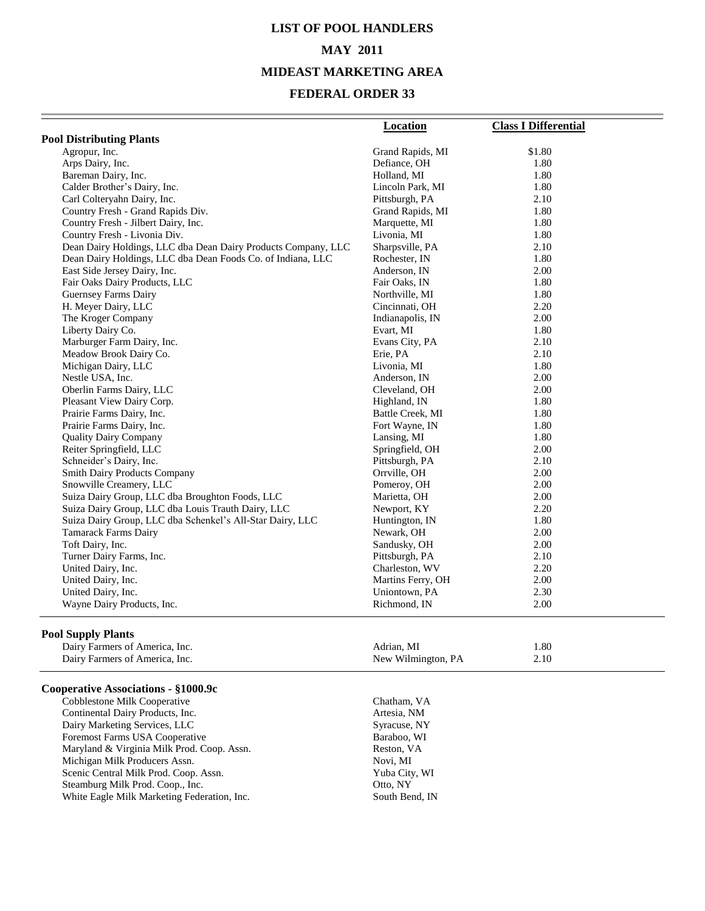# LIST OF POOL HANDLERS

## MAY 2011

## MIDEAST MARKETING AREA

## FEDERAL ORDER 33

| | Location | Class I Differential |
|---|---|---|
| **Pool Distributing Plants** | | |
| Agropur, Inc. | Grand Rapids, MI | $1.80 |
| Arps Dairy, Inc. | Defiance, OH | 1.80 |
| Bareman Dairy, Inc. | Holland, MI | 1.80 |
| Calder Brother's Dairy, Inc. | Lincoln Park, MI | 1.80 |
| Carl Colteryahn Dairy, Inc. | Pittsburgh, PA | 2.10 |
| Country Fresh - Grand Rapids Div. | Grand Rapids, MI | 1.80 |
| Country Fresh - Jilbert Dairy, Inc. | Marquette, MI | 1.80 |
| Country Fresh - Livonia Div. | Livonia, MI | 1.80 |
| Dean Dairy Holdings, LLC dba Dean Dairy Products Company, LLC | Sharpsville, PA | 2.10 |
| Dean Dairy Holdings, LLC dba Dean Foods Co. of Indiana, LLC | Rochester, IN | 1.80 |
| East Side Jersey Dairy, Inc. | Anderson, IN | 2.00 |
| Fair Oaks Dairy Products, LLC | Fair Oaks, IN | 1.80 |
| Guernsey Farms Dairy | Northville, MI | 1.80 |
| H. Meyer Dairy, LLC | Cincinnati, OH | 2.20 |
| The Kroger Company | Indianapolis, IN | 2.00 |
| Liberty Dairy Co. | Evart, MI | 1.80 |
| Marburger Farm Dairy, Inc. | Evans City, PA | 2.10 |
| Meadow Brook Dairy Co. | Erie, PA | 2.10 |
| Michigan Dairy, LLC | Livonia, MI | 1.80 |
| Nestle USA, Inc. | Anderson, IN | 2.00 |
| Oberlin Farms Dairy, LLC | Cleveland, OH | 2.00 |
| Pleasant View Dairy Corp. | Highland, IN | 1.80 |
| Prairie Farms Dairy, Inc. | Battle Creek, MI | 1.80 |
| Prairie Farms Dairy, Inc. | Fort Wayne, IN | 1.80 |
| Quality Dairy Company | Lansing, MI | 1.80 |
| Reiter Springfield, LLC | Springfield, OH | 2.00 |
| Schneider's Dairy, Inc. | Pittsburgh, PA | 2.10 |
| Smith Dairy Products Company | Orrville, OH | 2.00 |
| Snowville Creamery, LLC | Pomeroy, OH | 2.00 |
| Suiza Dairy Group, LLC dba Broughton Foods, LLC | Marietta, OH | 2.00 |
| Suiza Dairy Group, LLC dba Louis Trauth Dairy, LLC | Newport, KY | 2.20 |
| Suiza Dairy Group, LLC dba Schenkel's All-Star Dairy, LLC | Huntington, IN | 1.80 |
| Tamarack Farms Dairy | Newark, OH | 2.00 |
| Toft Dairy, Inc. | Sandusky, OH | 2.00 |
| Turner Dairy Farms, Inc. | Pittsburgh, PA | 2.10 |
| United Dairy, Inc. | Charleston, WV | 2.20 |
| United Dairy, Inc. | Martins Ferry, OH | 2.00 |
| United Dairy, Inc. | Uniontown, PA | 2.30 |
| Wayne Dairy Products, Inc. | Richmond, IN | 2.00 |
| **Pool Supply Plants** | | |
| Dairy Farmers of America, Inc. | Adrian, MI | 1.80 |
| Dairy Farmers of America, Inc. | New Wilmington, PA | 2.10 |
| **Cooperative Associations - §1000.9c** | | |
| Cobblestone Milk Cooperative | Chatham, VA | |
| Continental Dairy Products, Inc. | Artesia, NM | |
| Dairy Marketing Services, LLC | Syracuse, NY | |
| Foremost Farms USA Cooperative | Baraboo, WI | |
| Maryland & Virginia Milk Prod. Coop. Assn. | Reston, VA | |
| Michigan Milk Producers Assn. | Novi, MI | |
| Scenic Central Milk Prod. Coop. Assn. | Yuba City, WI | |
| Steamburg Milk Prod. Coop., Inc. | Otto, NY | |
| White Eagle Milk Marketing Federation, Inc. | South Bend, IN | |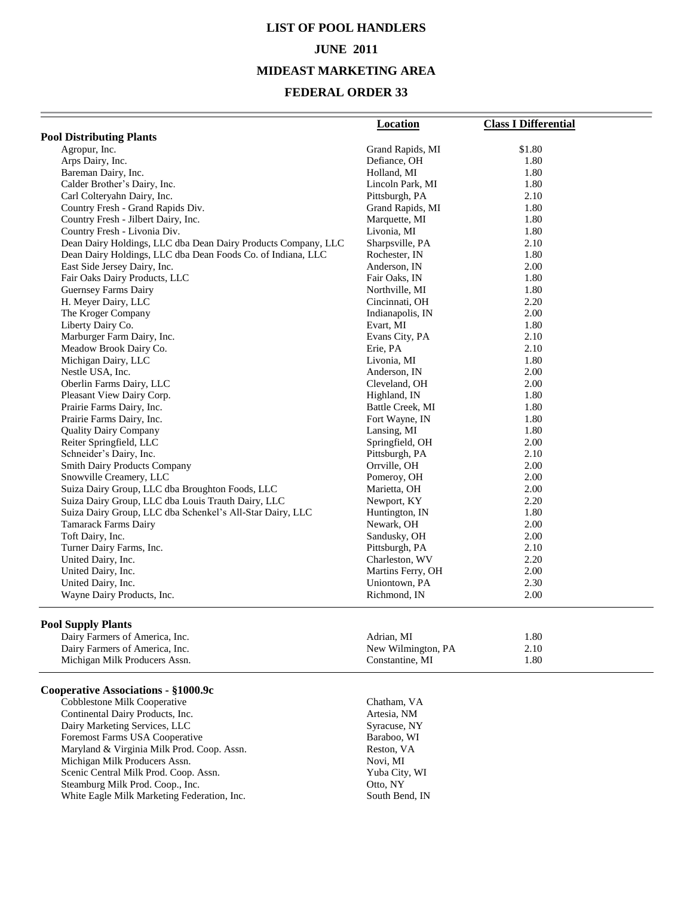# LIST OF POOL HANDLERS

## JUNE 2011

## MIDEAST MARKETING AREA

## FEDERAL ORDER 33

| | Location | Class I Differential |
|---|---|---|
| **Pool Distributing Plants** | | |
| Agropur, Inc. | Grand Rapids, MI | $1.80 |
| Arps Dairy, Inc. | Defiance, OH | 1.80 |
| Bareman Dairy, Inc. | Holland, MI | 1.80 |
| Calder Brother's Dairy, Inc. | Lincoln Park, MI | 1.80 |
| Carl Colteryahn Dairy, Inc. | Pittsburgh, PA | 2.10 |
| Country Fresh - Grand Rapids Div. | Grand Rapids, MI | 1.80 |
| Country Fresh - Jilbert Dairy, Inc. | Marquette, MI | 1.80 |
| Country Fresh - Livonia Div. | Livonia, MI | 1.80 |
| Dean Dairy Holdings, LLC dba Dean Dairy Products Company, LLC | Sharpsville, PA | 2.10 |
| Dean Dairy Holdings, LLC dba Dean Foods Co. of Indiana, LLC | Rochester, IN | 1.80 |
| East Side Jersey Dairy, Inc. | Anderson, IN | 2.00 |
| Fair Oaks Dairy Products, LLC | Fair Oaks, IN | 1.80 |
| Guernsey Farms Dairy | Northville, MI | 1.80 |
| H. Meyer Dairy, LLC | Cincinnati, OH | 2.20 |
| The Kroger Company | Indianapolis, IN | 2.00 |
| Liberty Dairy Co. | Evart, MI | 1.80 |
| Marburger Farm Dairy, Inc. | Evans City, PA | 2.10 |
| Meadow Brook Dairy Co. | Erie, PA | 2.10 |
| Michigan Dairy, LLC | Livonia, MI | 1.80 |
| Nestle USA, Inc. | Anderson, IN | 2.00 |
| Oberlin Farms Dairy, LLC | Cleveland, OH | 2.00 |
| Pleasant View Dairy Corp. | Highland, IN | 1.80 |
| Prairie Farms Dairy, Inc. | Battle Creek, MI | 1.80 |
| Prairie Farms Dairy, Inc. | Fort Wayne, IN | 1.80 |
| Quality Dairy Company | Lansing, MI | 1.80 |
| Reiter Springfield, LLC | Springfield, OH | 2.00 |
| Schneider's Dairy, Inc. | Pittsburgh, PA | 2.10 |
| Smith Dairy Products Company | Orrville, OH | 2.00 |
| Snowville Creamery, LLC | Pomeroy, OH | 2.00 |
| Suiza Dairy Group, LLC dba Broughton Foods, LLC | Marietta, OH | 2.00 |
| Suiza Dairy Group, LLC dba Louis Trauth Dairy, LLC | Newport, KY | 2.20 |
| Suiza Dairy Group, LLC dba Schenkel's All-Star Dairy, LLC | Huntington, IN | 1.80 |
| Tamarack Farms Dairy | Newark, OH | 2.00 |
| Toft Dairy, Inc. | Sandusky, OH | 2.00 |
| Turner Dairy Farms, Inc. | Pittsburgh, PA | 2.10 |
| United Dairy, Inc. | Charleston, WV | 2.20 |
| United Dairy, Inc. | Martins Ferry, OH | 2.00 |
| United Dairy, Inc. | Uniontown, PA | 2.30 |
| Wayne Dairy Products, Inc. | Richmond, IN | 2.00 |
| **Pool Supply Plants** | | |
| Dairy Farmers of America, Inc. | Adrian, MI | 1.80 |
| Dairy Farmers of America, Inc. | New Wilmington, PA | 2.10 |
| Michigan Milk Producers Assn. | Constantine, MI | 1.80 |
| **Cooperative Associations - §1000.9c** | | |
| Cobblestone Milk Cooperative | Chatham, VA | |
| Continental Dairy Products, Inc. | Artesia, NM | |
| Dairy Marketing Services, LLC | Syracuse, NY | |
| Foremost Farms USA Cooperative | Baraboo, WI | |
| Maryland & Virginia Milk Prod. Coop. Assn. | Reston, VA | |
| Michigan Milk Producers Assn. | Novi, MI | |
| Scenic Central Milk Prod. Coop. Assn. | Yuba City, WI | |
| Steamburg Milk Prod. Coop., Inc. | Otto, NY | |
| White Eagle Milk Marketing Federation, Inc. | South Bend, IN | |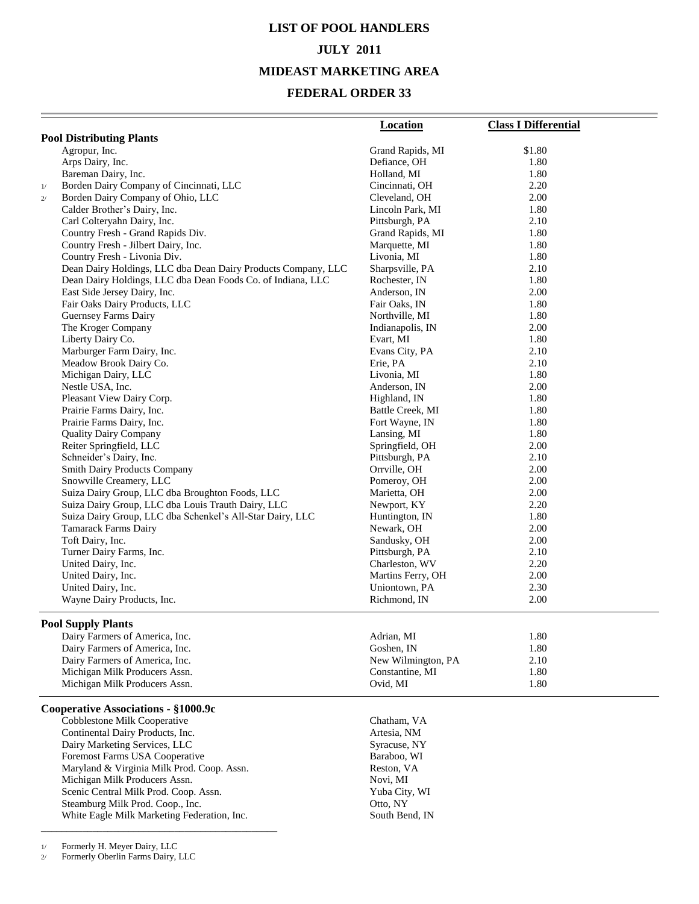# LIST OF POOL HANDLERS

## JULY 2011

## MIDEAST MARKETING AREA

## FEDERAL ORDER 33

| | Location | Class I Differential |
|---|---|---|
| **Pool Distributing Plants** | | |
| Agropur, Inc. | Grand Rapids, MI | $1.80 |
| Arps Dairy, Inc. | Defiance, OH | 1.80 |
| Bareman Dairy, Inc. | Holland, MI | 1.80 |
| [1/] Borden Dairy Company of Cincinnati, LLC | Cincinnati, OH | 2.20 |
| [2/] Borden Dairy Company of Ohio, LLC | Cleveland, OH | 2.00 |
| Calder Brother's Dairy, Inc. | Lincoln Park, MI | 1.80 |
| Carl Colteryahn Dairy, Inc. | Pittsburgh, PA | 2.10 |
| Country Fresh - Grand Rapids Div. | Grand Rapids, MI | 1.80 |
| Country Fresh - Jilbert Dairy, Inc. | Marquette, MI | 1.80 |
| Country Fresh - Livonia Div. | Livonia, MI | 1.80 |
| Dean Dairy Holdings, LLC dba Dean Dairy Products Company, LLC | Sharpsville, PA | 2.10 |
| Dean Dairy Holdings, LLC dba Dean Foods Co. of Indiana, LLC | Rochester, IN | 1.80 |
| East Side Jersey Dairy, Inc. | Anderson, IN | 2.00 |
| Fair Oaks Dairy Products, LLC | Fair Oaks, IN | 1.80 |
| Guernsey Farms Dairy | Northville, MI | 1.80 |
| The Kroger Company | Indianapolis, IN | 2.00 |
| Liberty Dairy Co. | Evart, MI | 1.80 |
| Marburger Farm Dairy, Inc. | Evans City, PA | 2.10 |
| Meadow Brook Dairy Co. | Erie, PA | 2.10 |
| Michigan Dairy, LLC | Livonia, MI | 1.80 |
| Nestle USA, Inc. | Anderson, IN | 2.00 |
| Pleasant View Dairy Corp. | Highland, IN | 1.80 |
| Prairie Farms Dairy, Inc. | Battle Creek, MI | 1.80 |
| Prairie Farms Dairy, Inc. | Fort Wayne, IN | 1.80 |
| Quality Dairy Company | Lansing, MI | 1.80 |
| Reiter Springfield, LLC | Springfield, OH | 2.00 |
| Schneider's Dairy, Inc. | Pittsburgh, PA | 2.10 |
| Smith Dairy Products Company | Orrville, OH | 2.00 |
| Snowville Creamery, LLC | Pomeroy, OH | 2.00 |
| Suiza Dairy Group, LLC dba Broughton Foods, LLC | Marietta, OH | 2.00 |
| Suiza Dairy Group, LLC dba Louis Trauth Dairy, LLC | Newport, KY | 2.20 |
| Suiza Dairy Group, LLC dba Schenkel's All-Star Dairy, LLC | Huntington, IN | 1.80 |
| Tamarack Farms Dairy | Newark, OH | 2.00 |
| Toft Dairy, Inc. | Sandusky, OH | 2.00 |
| Turner Dairy Farms, Inc. | Pittsburgh, PA | 2.10 |
| United Dairy, Inc. | Charleston, WV | 2.20 |
| United Dairy, Inc. | Martins Ferry, OH | 2.00 |
| United Dairy, Inc. | Uniontown, PA | 2.30 |
| Wayne Dairy Products, Inc. | Richmond, IN | 2.00 |
| **Pool Supply Plants** | | |
| Dairy Farmers of America, Inc. | Adrian, MI | 1.80 |
| Dairy Farmers of America, Inc. | Goshen, IN | 1.80 |
| Dairy Farmers of America, Inc. | New Wilmington, PA | 2.10 |
| Michigan Milk Producers Assn. | Constantine, MI | 1.80 |
| Michigan Milk Producers Assn. | Ovid, MI | 1.80 |
| **Cooperative Associations - §1000.9c** | | |
| Cobblestone Milk Cooperative | Chatham, VA | |
| Continental Dairy Products, Inc. | Artesia, NM | |
| Dairy Marketing Services, LLC | Syracuse, NY | |
| Foremost Farms USA Cooperative | Baraboo, WI | |
| Maryland & Virginia Milk Prod. Coop. Assn. | Reston, VA | |
| Michigan Milk Producers Assn. | Novi, MI | |
| Scenic Central Milk Prod. Coop. Assn. | Yuba City, WI | |
| Steamburg Milk Prod. Coop., Inc. | Otto, NY | |
| White Eagle Milk Marketing Federation, Inc. | South Bend, IN | |

---

1/ Formerly H. Meyer Dairy, LLC

2/ Formerly Oberlin Farms Dairy, LLC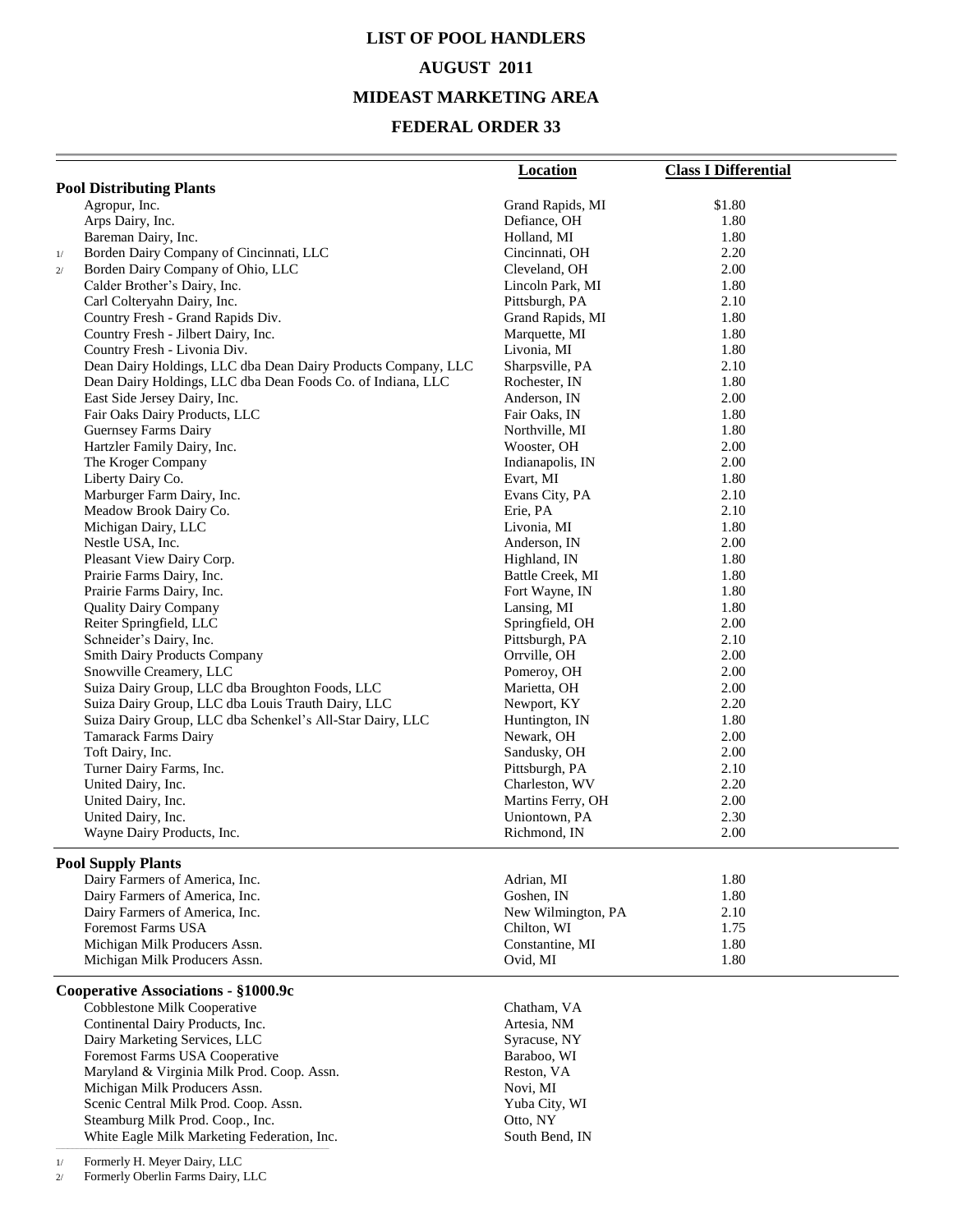# LIST OF POOL HANDLERS

## AUGUST 2011

## MIDEAST MARKETING AREA

## FEDERAL ORDER 33

| | Location | Class I Differential |
|---|---|---|
| **Pool Distributing Plants** | | |
| Agropur, Inc. | Grand Rapids, MI | $1.80 |
| Arps Dairy, Inc. | Defiance, OH | 1.80 |
| Bareman Dairy, Inc. | Holland, MI | 1.80 |
| 1/ Borden Dairy Company of Cincinnati, LLC | Cincinnati, OH | 2.20 |
| 2/ Borden Dairy Company of Ohio, LLC | Cleveland, OH | 2.00 |
| Calder Brother's Dairy, Inc. | Lincoln Park, MI | 1.80 |
| Carl Colteryahn Dairy, Inc. | Pittsburgh, PA | 2.10 |
| Country Fresh - Grand Rapids Div. | Grand Rapids, MI | 1.80 |
| Country Fresh - Jilbert Dairy, Inc. | Marquette, MI | 1.80 |
| Country Fresh - Livonia Div. | Livonia, MI | 1.80 |
| Dean Dairy Holdings, LLC dba Dean Dairy Products Company, LLC | Sharpsville, PA | 2.10 |
| Dean Dairy Holdings, LLC dba Dean Foods Co. of Indiana, LLC | Rochester, IN | 1.80 |
| East Side Jersey Dairy, Inc. | Anderson, IN | 2.00 |
| Fair Oaks Dairy Products, LLC | Fair Oaks, IN | 1.80 |
| Guernsey Farms Dairy | Northville, MI | 1.80 |
| Hartzler Family Dairy, Inc. | Wooster, OH | 2.00 |
| The Kroger Company | Indianapolis, IN | 2.00 |
| Liberty Dairy Co. | Evart, MI | 1.80 |
| Marburger Farm Dairy, Inc. | Evans City, PA | 2.10 |
| Meadow Brook Dairy Co. | Erie, PA | 2.10 |
| Michigan Dairy, LLC | Livonia, MI | 1.80 |
| Nestle USA, Inc. | Anderson, IN | 2.00 |
| Pleasant View Dairy Corp. | Highland, IN | 1.80 |
| Prairie Farms Dairy, Inc. | Battle Creek, MI | 1.80 |
| Prairie Farms Dairy, Inc. | Fort Wayne, IN | 1.80 |
| Quality Dairy Company | Lansing, MI | 1.80 |
| Reiter Springfield, LLC | Springfield, OH | 2.00 |
| Schneider's Dairy, Inc. | Pittsburgh, PA | 2.10 |
| Smith Dairy Products Company | Orrville, OH | 2.00 |
| Snowville Creamery, LLC | Pomeroy, OH | 2.00 |
| Suiza Dairy Group, LLC dba Broughton Foods, LLC | Marietta, OH | 2.00 |
| Suiza Dairy Group, LLC dba Louis Trauth Dairy, LLC | Newport, KY | 2.20 |
| Suiza Dairy Group, LLC dba Schenkel's All-Star Dairy, LLC | Huntington, IN | 1.80 |
| Tamarack Farms Dairy | Newark, OH | 2.00 |
| Toft Dairy, Inc. | Sandusky, OH | 2.00 |
| Turner Dairy Farms, Inc. | Pittsburgh, PA | 2.10 |
| United Dairy, Inc. | Charleston, WV | 2.20 |
| United Dairy, Inc. | Martins Ferry, OH | 2.00 |
| United Dairy, Inc. | Uniontown, PA | 2.30 |
| Wayne Dairy Products, Inc. | Richmond, IN | 2.00 |
| **Pool Supply Plants** | | |
| Dairy Farmers of America, Inc. | Adrian, MI | 1.80 |
| Dairy Farmers of America, Inc. | Goshen, IN | 1.80 |
| Dairy Farmers of America, Inc. | New Wilmington, PA | 2.10 |
| Foremost Farms USA | Chilton, WI | 1.75 |
| Michigan Milk Producers Assn. | Constantine, MI | 1.80 |
| Michigan Milk Producers Assn. | Ovid, MI | 1.80 |
| **Cooperative Associations - §1000.9c** | | |
| Cobblestone Milk Cooperative | Chatham, VA | |
| Continental Dairy Products, Inc. | Artesia, NM | |
| Dairy Marketing Services, LLC | Syracuse, NY | |
| Foremost Farms USA Cooperative | Baraboo, WI | |
| Maryland & Virginia Milk Prod. Coop. Assn. | Reston, VA | |
| Michigan Milk Producers Assn. | Novi, MI | |
| Scenic Central Milk Prod. Coop. Assn. | Yuba City, WI | |
| Steamburg Milk Prod. Coop., Inc. | Otto, NY | |
| White Eagle Milk Marketing Federation, Inc. | South Bend, IN | |

1/ Formerly H. Meyer Dairy, LLC

2/ Formerly Oberlin Farms Dairy, LLC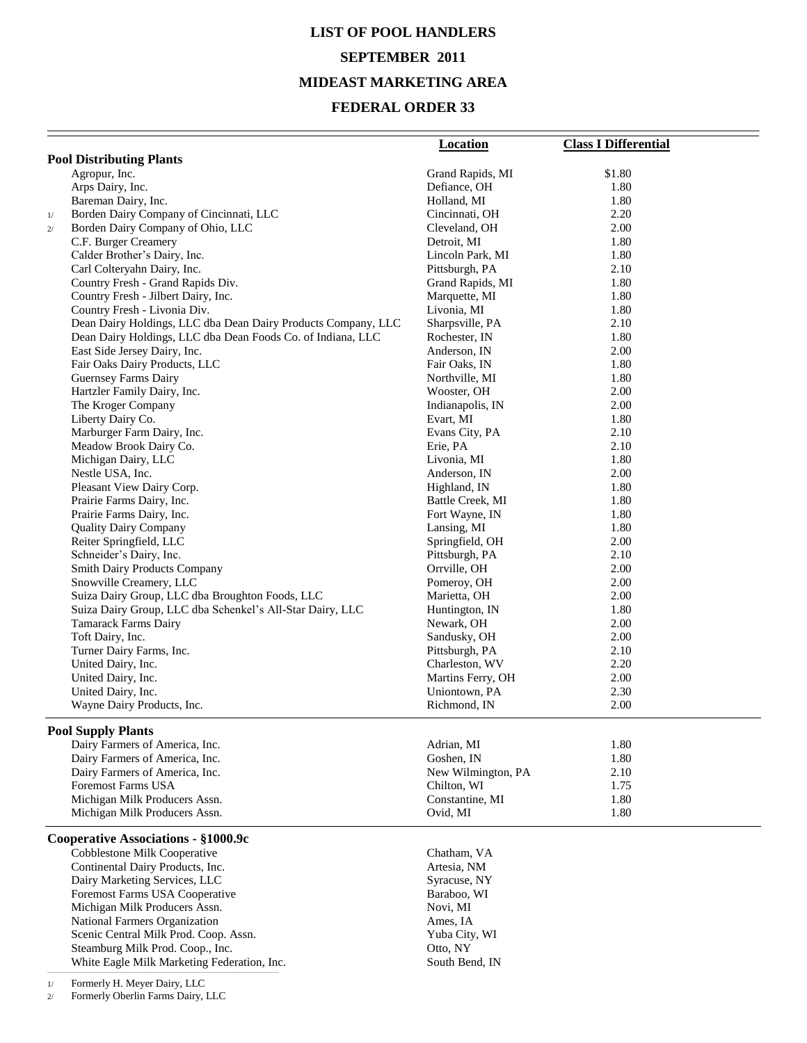# LIST OF POOL HANDLERS

## SEPTEMBER 2011

## MIDEAST MARKETING AREA

## FEDERAL ORDER 33

| | Location | Class I Differential |
|---|---|---|
| **Pool Distributing Plants** | | |
| Agropur, Inc. | Grand Rapids, MI | $1.80 |
| Arps Dairy, Inc. | Defiance, OH | 1.80 |
| Bareman Dairy, Inc. | Holland, MI | 1.80 |
| 1/ Borden Dairy Company of Cincinnati, LLC | Cincinnati, OH | 2.20 |
| 2/ Borden Dairy Company of Ohio, LLC | Cleveland, OH | 2.00 |
| C.F. Burger Creamery | Detroit, MI | 1.80 |
| Calder Brother's Dairy, Inc. | Lincoln Park, MI | 1.80 |
| Carl Colteryahn Dairy, Inc. | Pittsburgh, PA | 2.10 |
| Country Fresh - Grand Rapids Div. | Grand Rapids, MI | 1.80 |
| Country Fresh - Jilbert Dairy, Inc. | Marquette, MI | 1.80 |
| Country Fresh - Livonia Div. | Livonia, MI | 1.80 |
| Dean Dairy Holdings, LLC dba Dean Dairy Products Company, LLC | Sharpsville, PA | 2.10 |
| Dean Dairy Holdings, LLC dba Dean Foods Co. of Indiana, LLC | Rochester, IN | 1.80 |
| East Side Jersey Dairy, Inc. | Anderson, IN | 2.00 |
| Fair Oaks Dairy Products, LLC | Fair Oaks, IN | 1.80 |
| Guernsey Farms Dairy | Northville, MI | 1.80 |
| Hartzler Family Dairy, Inc. | Wooster, OH | 2.00 |
| The Kroger Company | Indianapolis, IN | 2.00 |
| Liberty Dairy Co. | Evart, MI | 1.80 |
| Marburger Farm Dairy, Inc. | Evans City, PA | 2.10 |
| Meadow Brook Dairy Co. | Erie, PA | 2.10 |
| Michigan Dairy, LLC | Livonia, MI | 1.80 |
| Nestle USA, Inc. | Anderson, IN | 2.00 |
| Pleasant View Dairy Corp. | Highland, IN | 1.80 |
| Prairie Farms Dairy, Inc. | Battle Creek, MI | 1.80 |
| Prairie Farms Dairy, Inc. | Fort Wayne, IN | 1.80 |
| Quality Dairy Company | Lansing, MI | 1.80 |
| Reiter Springfield, LLC | Springfield, OH | 2.00 |
| Schneider's Dairy, Inc. | Pittsburgh, PA | 2.10 |
| Smith Dairy Products Company | Orrville, OH | 2.00 |
| Snowville Creamery, LLC | Pomeroy, OH | 2.00 |
| Suiza Dairy Group, LLC dba Broughton Foods, LLC | Marietta, OH | 2.00 |
| Suiza Dairy Group, LLC dba Schenkel's All-Star Dairy, LLC | Huntington, IN | 1.80 |
| Tamarack Farms Dairy | Newark, OH | 2.00 |
| Toft Dairy, Inc. | Sandusky, OH | 2.00 |
| Turner Dairy Farms, Inc. | Pittsburgh, PA | 2.10 |
| United Dairy, Inc. | Charleston, WV | 2.20 |
| United Dairy, Inc. | Martins Ferry, OH | 2.00 |
| United Dairy, Inc. | Uniontown, PA | 2.30 |
| Wayne Dairy Products, Inc. | Richmond, IN | 2.00 |
| **Pool Supply Plants** | | |
| Dairy Farmers of America, Inc. | Adrian, MI | 1.80 |
| Dairy Farmers of America, Inc. | Goshen, IN | 1.80 |
| Dairy Farmers of America, Inc. | New Wilmington, PA | 2.10 |
| Foremost Farms USA | Chilton, WI | 1.75 |
| Michigan Milk Producers Assn. | Constantine, MI | 1.80 |
| Michigan Milk Producers Assn. | Ovid, MI | 1.80 |
| **Cooperative Associations - §1000.9c** | | |
| Cobblestone Milk Cooperative | Chatham, VA | |
| Continental Dairy Products, Inc. | Artesia, NM | |
| Dairy Marketing Services, LLC | Syracuse, NY | |
| Foremost Farms USA Cooperative | Baraboo, WI | |
| Michigan Milk Producers Assn. | Novi, MI | |
| National Farmers Organization | Ames, IA | |
| Scenic Central Milk Prod. Coop. Assn. | Yuba City, WI | |
| Steamburg Milk Prod. Coop., Inc. | Otto, NY | |
| White Eagle Milk Marketing Federation, Inc. | South Bend, IN | |

1/ Formerly H. Meyer Dairy, LLC

2/ Formerly Oberlin Farms Dairy, LLC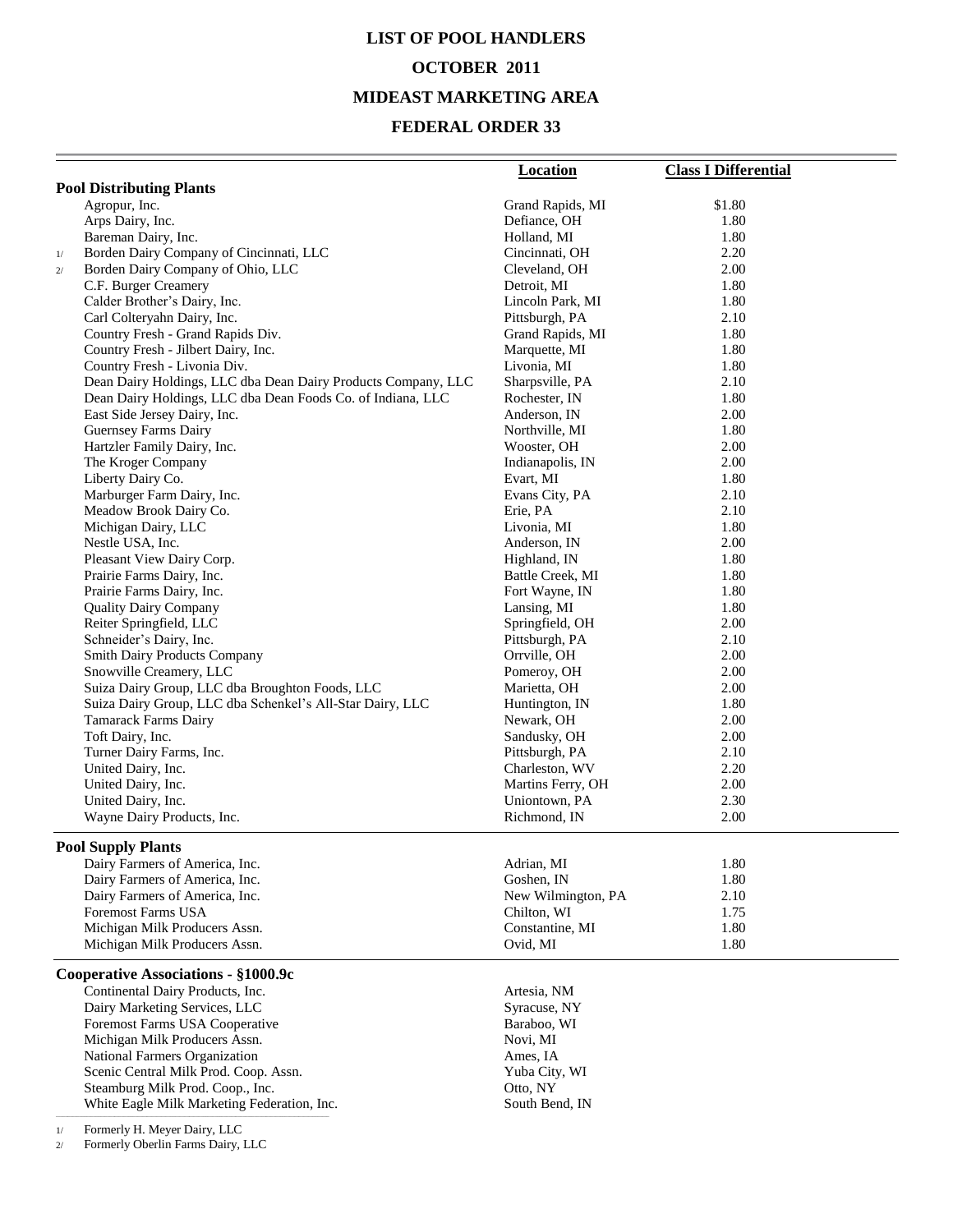# LIST OF POOL HANDLERS

## OCTOBER 2011

## MIDEAST MARKETING AREA

## FEDERAL ORDER 33

| | Location | Class I Differential |
|---|---|---|
| **Pool Distributing Plants** | | |
| Agropur, Inc. | Grand Rapids, MI | $1.80 |
| Arps Dairy, Inc. | Defiance, OH | 1.80 |
| Bareman Dairy, Inc. | Holland, MI | 1.80 |
| 1/ Borden Dairy Company of Cincinnati, LLC | Cincinnati, OH | 2.20 |
| 2/ Borden Dairy Company of Ohio, LLC | Cleveland, OH | 2.00 |
| C.F. Burger Creamery | Detroit, MI | 1.80 |
| Calder Brother's Dairy, Inc. | Lincoln Park, MI | 1.80 |
| Carl Colteryahn Dairy, Inc. | Pittsburgh, PA | 2.10 |
| Country Fresh - Grand Rapids Div. | Grand Rapids, MI | 1.80 |
| Country Fresh - Jilbert Dairy, Inc. | Marquette, MI | 1.80 |
| Country Fresh - Livonia Div. | Livonia, MI | 1.80 |
| Dean Dairy Holdings, LLC dba Dean Dairy Products Company, LLC | Sharpsville, PA | 2.10 |
| Dean Dairy Holdings, LLC dba Dean Foods Co. of Indiana, LLC | Rochester, IN | 1.80 |
| East Side Jersey Dairy, Inc. | Anderson, IN | 2.00 |
| Guernsey Farms Dairy | Northville, MI | 1.80 |
| Hartzler Family Dairy, Inc. | Wooster, OH | 2.00 |
| The Kroger Company | Indianapolis, IN | 2.00 |
| Liberty Dairy Co. | Evart, MI | 1.80 |
| Marburger Farm Dairy, Inc. | Evans City, PA | 2.10 |
| Meadow Brook Dairy Co. | Erie, PA | 2.10 |
| Michigan Dairy, LLC | Livonia, MI | 1.80 |
| Nestle USA, Inc. | Anderson, IN | 2.00 |
| Pleasant View Dairy Corp. | Highland, IN | 1.80 |
| Prairie Farms Dairy, Inc. | Battle Creek, MI | 1.80 |
| Prairie Farms Dairy, Inc. | Fort Wayne, IN | 1.80 |
| Quality Dairy Company | Lansing, MI | 1.80 |
| Reiter Springfield, LLC | Springfield, OH | 2.00 |
| Schneider's Dairy, Inc. | Pittsburgh, PA | 2.10 |
| Smith Dairy Products Company | Orrville, OH | 2.00 |
| Snowville Creamery, LLC | Pomeroy, OH | 2.00 |
| Suiza Dairy Group, LLC dba Broughton Foods, LLC | Marietta, OH | 2.00 |
| Suiza Dairy Group, LLC dba Schenkel's All-Star Dairy, LLC | Huntington, IN | 1.80 |
| Tamarack Farms Dairy | Newark, OH | 2.00 |
| Toft Dairy, Inc. | Sandusky, OH | 2.00 |
| Turner Dairy Farms, Inc. | Pittsburgh, PA | 2.10 |
| United Dairy, Inc. | Charleston, WV | 2.20 |
| United Dairy, Inc. | Martins Ferry, OH | 2.00 |
| United Dairy, Inc. | Uniontown, PA | 2.30 |
| Wayne Dairy Products, Inc. | Richmond, IN | 2.00 |
| **Pool Supply Plants** | | |
| Dairy Farmers of America, Inc. | Adrian, MI | 1.80 |
| Dairy Farmers of America, Inc. | Goshen, IN | 1.80 |
| Dairy Farmers of America, Inc. | New Wilmington, PA | 2.10 |
| Foremost Farms USA | Chilton, WI | 1.75 |
| Michigan Milk Producers Assn. | Constantine, MI | 1.80 |
| Michigan Milk Producers Assn. | Ovid, MI | 1.80 |
| **Cooperative Associations - §1000.9c** | | |
| Continental Dairy Products, Inc. | Artesia, NM | |
| Dairy Marketing Services, LLC | Syracuse, NY | |
| Foremost Farms USA Cooperative | Baraboo, WI | |
| Michigan Milk Producers Assn. | Novi, MI | |
| National Farmers Organization | Ames, IA | |
| Scenic Central Milk Prod. Coop. Assn. | Yuba City, WI | |
| Steamburg Milk Prod. Coop., Inc. | Otto, NY | |
| White Eagle Milk Marketing Federation, Inc. | South Bend, IN | |

1/ Formerly H. Meyer Dairy, LLC

2/ Formerly Oberlin Farms Dairy, LLC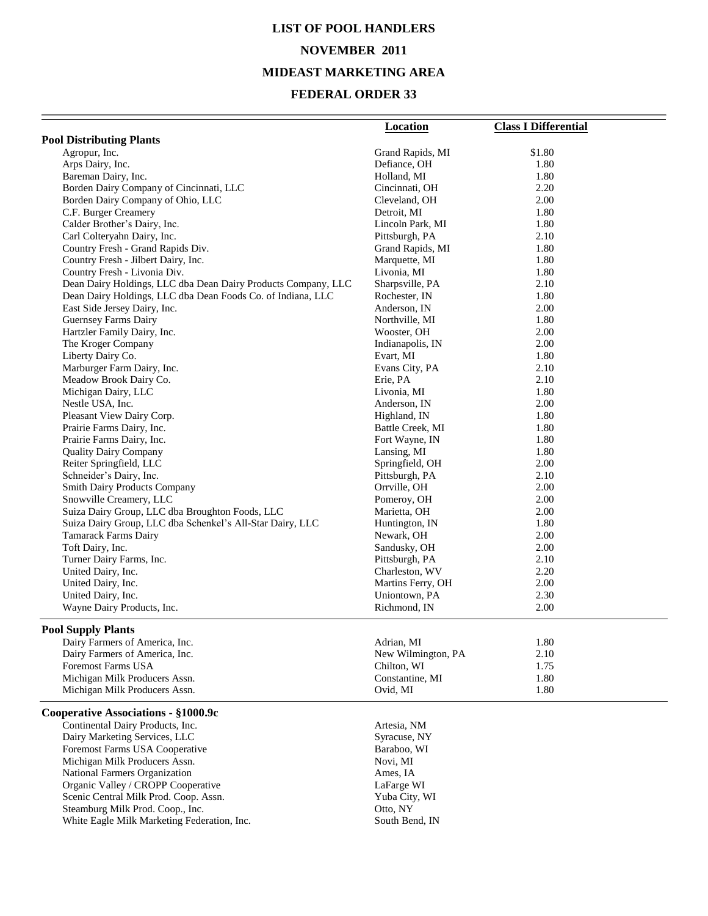# LIST OF POOL HANDLERS

## NOVEMBER 2011

## MIDEAST MARKETING AREA

## FEDERAL ORDER 33

| | Location | Class I Differential |
|---|---|---|
| **Pool Distributing Plants** | | |
| Agropur, Inc. | Grand Rapids, MI | $1.80 |
| Arps Dairy, Inc. | Defiance, OH | 1.80 |
| Bareman Dairy, Inc. | Holland, MI | 1.80 |
| Borden Dairy Company of Cincinnati, LLC | Cincinnati, OH | 2.20 |
| Borden Dairy Company of Ohio, LLC | Cleveland, OH | 2.00 |
| C.F. Burger Creamery | Detroit, MI | 1.80 |
| Calder Brother's Dairy, Inc. | Lincoln Park, MI | 1.80 |
| Carl Colteryahn Dairy, Inc. | Pittsburgh, PA | 2.10 |
| Country Fresh - Grand Rapids Div. | Grand Rapids, MI | 1.80 |
| Country Fresh - Jilbert Dairy, Inc. | Marquette, MI | 1.80 |
| Country Fresh - Livonia Div. | Livonia, MI | 1.80 |
| Dean Dairy Holdings, LLC dba Dean Dairy Products Company, LLC | Sharpsville, PA | 2.10 |
| Dean Dairy Holdings, LLC dba Dean Foods Co. of Indiana, LLC | Rochester, IN | 1.80 |
| East Side Jersey Dairy, Inc. | Anderson, IN | 2.00 |
| Guernsey Farms Dairy | Northville, MI | 1.80 |
| Hartzler Family Dairy, Inc. | Wooster, OH | 2.00 |
| The Kroger Company | Indianapolis, IN | 2.00 |
| Liberty Dairy Co. | Evart, MI | 1.80 |
| Marburger Farm Dairy, Inc. | Evans City, PA | 2.10 |
| Meadow Brook Dairy Co. | Erie, PA | 2.10 |
| Michigan Dairy, LLC | Livonia, MI | 1.80 |
| Nestle USA, Inc. | Anderson, IN | 2.00 |
| Pleasant View Dairy Corp. | Highland, IN | 1.80 |
| Prairie Farms Dairy, Inc. | Battle Creek, MI | 1.80 |
| Prairie Farms Dairy, Inc. | Fort Wayne, IN | 1.80 |
| Quality Dairy Company | Lansing, MI | 1.80 |
| Reiter Springfield, LLC | Springfield, OH | 2.00 |
| Schneider's Dairy, Inc. | Pittsburgh, PA | 2.10 |
| Smith Dairy Products Company | Orrville, OH | 2.00 |
| Snowville Creamery, LLC | Pomeroy, OH | 2.00 |
| Suiza Dairy Group, LLC dba Broughton Foods, LLC | Marietta, OH | 2.00 |
| Suiza Dairy Group, LLC dba Schenkel's All-Star Dairy, LLC | Huntington, IN | 1.80 |
| Tamarack Farms Dairy | Newark, OH | 2.00 |
| Toft Dairy, Inc. | Sandusky, OH | 2.00 |
| Turner Dairy Farms, Inc. | Pittsburgh, PA | 2.10 |
| United Dairy, Inc. | Charleston, WV | 2.20 |
| United Dairy, Inc. | Martins Ferry, OH | 2.00 |
| United Dairy, Inc. | Uniontown, PA | 2.30 |
| Wayne Dairy Products, Inc. | Richmond, IN | 2.00 |
| **Pool Supply Plants** | | |
| Dairy Farmers of America, Inc. | Adrian, MI | 1.80 |
| Dairy Farmers of America, Inc. | New Wilmington, PA | 2.10 |
| Foremost Farms USA | Chilton, WI | 1.75 |
| Michigan Milk Producers Assn. | Constantine, MI | 1.80 |
| Michigan Milk Producers Assn. | Ovid, MI | 1.80 |
| **Cooperative Associations - §1000.9c** | | |
| Continental Dairy Products, Inc. | Artesia, NM | |
| Dairy Marketing Services, LLC | Syracuse, NY | |
| Foremost Farms USA Cooperative | Baraboo, WI | |
| Michigan Milk Producers Assn. | Novi, MI | |
| National Farmers Organization | Ames, IA | |
| Organic Valley / CROPP Cooperative | LaFarge WI | |
| Scenic Central Milk Prod. Coop. Assn. | Yuba City, WI | |
| Steamburg Milk Prod. Coop., Inc. | Otto, NY | |
| White Eagle Milk Marketing Federation, Inc. | South Bend, IN | |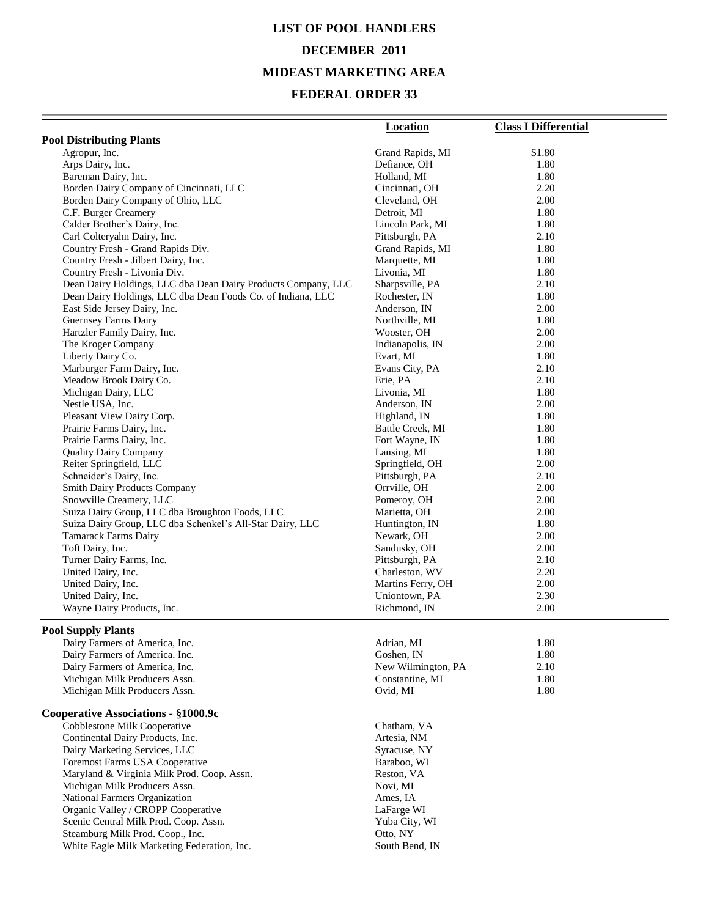# LIST OF POOL HANDLERS

# DECEMBER 2011

# MIDEAST MARKETING AREA

# FEDERAL ORDER 33

| | Location | Class I Differential |
|---|---|---|
| **Pool Distributing Plants** | | |
| Agropur, Inc. | Grand Rapids, MI | $1.80 |
| Arps Dairy, Inc. | Defiance, OH | 1.80 |
| Bareman Dairy, Inc. | Holland, MI | 1.80 |
| Borden Dairy Company of Cincinnati, LLC | Cincinnati, OH | 2.20 |
| Borden Dairy Company of Ohio, LLC | Cleveland, OH | 2.00 |
| C.F. Burger Creamery | Detroit, MI | 1.80 |
| Calder Brother's Dairy, Inc. | Lincoln Park, MI | 1.80 |
| Carl Colteryahn Dairy, Inc. | Pittsburgh, PA | 2.10 |
| Country Fresh - Grand Rapids Div. | Grand Rapids, MI | 1.80 |
| Country Fresh - Jilbert Dairy, Inc. | Marquette, MI | 1.80 |
| Country Fresh - Livonia Div. | Livonia, MI | 1.80 |
| Dean Dairy Holdings, LLC dba Dean Dairy Products Company, LLC | Sharpsville, PA | 2.10 |
| Dean Dairy Holdings, LLC dba Dean Foods Co. of Indiana, LLC | Rochester, IN | 1.80 |
| East Side Jersey Dairy, Inc. | Anderson, IN | 2.00 |
| Guernsey Farms Dairy | Northville, MI | 1.80 |
| Hartzler Family Dairy, Inc. | Wooster, OH | 2.00 |
| The Kroger Company | Indianapolis, IN | 2.00 |
| Liberty Dairy Co. | Evart, MI | 1.80 |
| Marburger Farm Dairy, Inc. | Evans City, PA | 2.10 |
| Meadow Brook Dairy Co. | Erie, PA | 2.10 |
| Michigan Dairy, LLC | Livonia, MI | 1.80 |
| Nestle USA, Inc. | Anderson, IN | 2.00 |
| Pleasant View Dairy Corp. | Highland, IN | 1.80 |
| Prairie Farms Dairy, Inc. | Battle Creek, MI | 1.80 |
| Prairie Farms Dairy, Inc. | Fort Wayne, IN | 1.80 |
| Quality Dairy Company | Lansing, MI | 1.80 |
| Reiter Springfield, LLC | Springfield, OH | 2.00 |
| Schneider's Dairy, Inc. | Pittsburgh, PA | 2.10 |
| Smith Dairy Products Company | Orrville, OH | 2.00 |
| Snowville Creamery, LLC | Pomeroy, OH | 2.00 |
| Suiza Dairy Group, LLC dba Broughton Foods, LLC | Marietta, OH | 2.00 |
| Suiza Dairy Group, LLC dba Schenkel's All-Star Dairy, LLC | Huntington, IN | 1.80 |
| Tamarack Farms Dairy | Newark, OH | 2.00 |
| Toft Dairy, Inc. | Sandusky, OH | 2.00 |
| Turner Dairy Farms, Inc. | Pittsburgh, PA | 2.10 |
| United Dairy, Inc. | Charleston, WV | 2.20 |
| United Dairy, Inc. | Martins Ferry, OH | 2.00 |
| United Dairy, Inc. | Uniontown, PA | 2.30 |
| Wayne Dairy Products, Inc. | Richmond, IN | 2.00 |
| **Pool Supply Plants** | | |
| Dairy Farmers of America, Inc. | Adrian, MI | 1.80 |
| Dairy Farmers of America. Inc. | Goshen, IN | 1.80 |
| Dairy Farmers of America, Inc. | New Wilmington, PA | 2.10 |
| Michigan Milk Producers Assn. | Constantine, MI | 1.80 |
| Michigan Milk Producers Assn. | Ovid, MI | 1.80 |
| **Cooperative Associations - §1000.9c** | | |
| Cobblestone Milk Cooperative | Chatham, VA | |
| Continental Dairy Products, Inc. | Artesia, NM | |
| Dairy Marketing Services, LLC | Syracuse, NY | |
| Foremost Farms USA Cooperative | Baraboo, WI | |
| Maryland & Virginia Milk Prod. Coop. Assn. | Reston, VA | |
| Michigan Milk Producers Assn. | Novi, MI | |
| National Farmers Organization | Ames, IA | |
| Organic Valley / CROPP Cooperative | LaFarge WI | |
| Scenic Central Milk Prod. Coop. Assn. | Yuba City, WI | |
| Steamburg Milk Prod. Coop., Inc. | Otto, NY | |
| White Eagle Milk Marketing Federation, Inc. | South Bend, IN | |